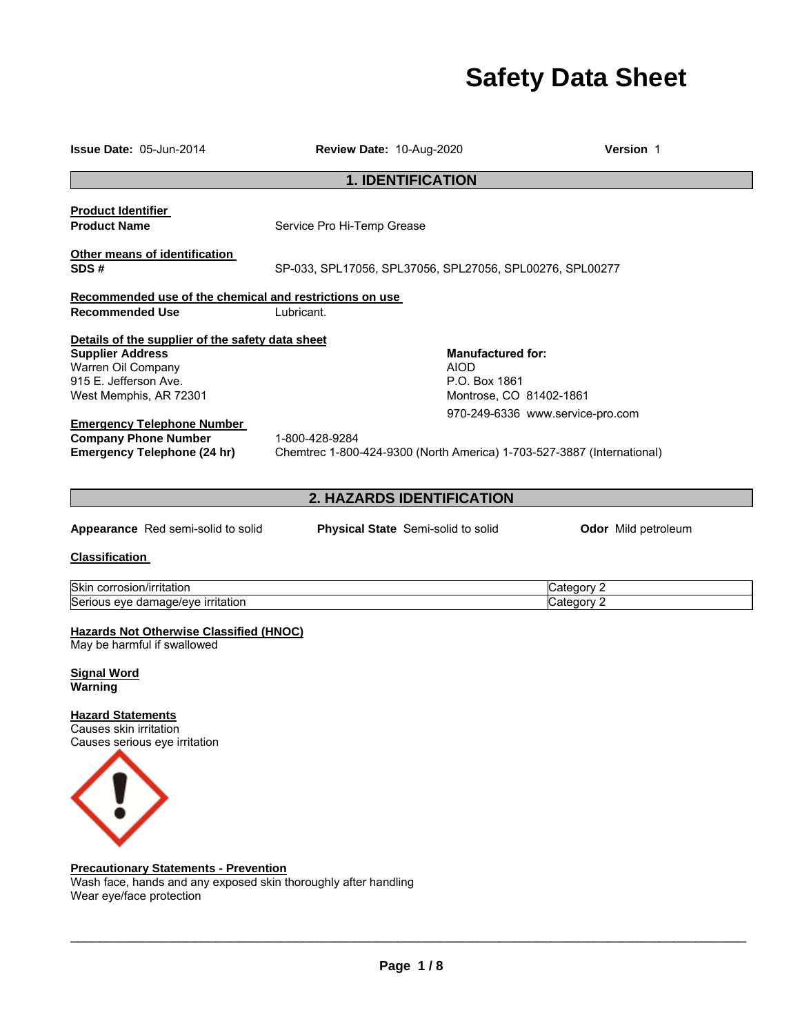# Safety Data Sheet

**Issue Date:** 05-Jun-2014 **Review Date:** 10-Aug-2020 **Version** 1

## 1. IDENTIFICATION

**Product Identifier**

**Product Name** Service Pro Hi-Temp Grease

**Other means of identification**

**SDS #** SP-033, SPL17056, SPL37056, SPL27056, SPL00276, SPL00277

**Recommended use of the chemical and restrictions on use**

**Recommended Use** Lubricant.

**Details of the supplier of the safety data sheet**

**Supplier Address**
Warren Oil Company
915 E. Jefferson Ave.
West Memphis, AR 72301

**Manufactured for:**
AIOD
P.O. Box 1861
Montrose, CO 81402-1861
970-249-6336 www.service-pro.com

**Emergency Telephone Number**

**Company Phone Number** 1-800-428-9284

**Emergency Telephone (24 hr)** Chemtrec 1-800-424-9300 (North America) 1-703-527-3887 (International)

## 2. HAZARDS IDENTIFICATION

**Appearance** Red semi-solid to solid **Physical State** Semi-solid to solid **Odor** Mild petroleum

**Classification**

| | |
|---|---|
| Skin corrosion/irritation | Category 2 |
| Serious eye damage/eye irritation | Category 2 |

**Hazards Not Otherwise Classified (HNOC)**
May be harmful if swallowed

**Signal Word**
**Warning**

**Hazard Statements**
Causes skin irritation
Causes serious eye irritation

**Precautionary Statements - Prevention**
Wash face, hands and any exposed skin thoroughly after handling
Wear eye/face protection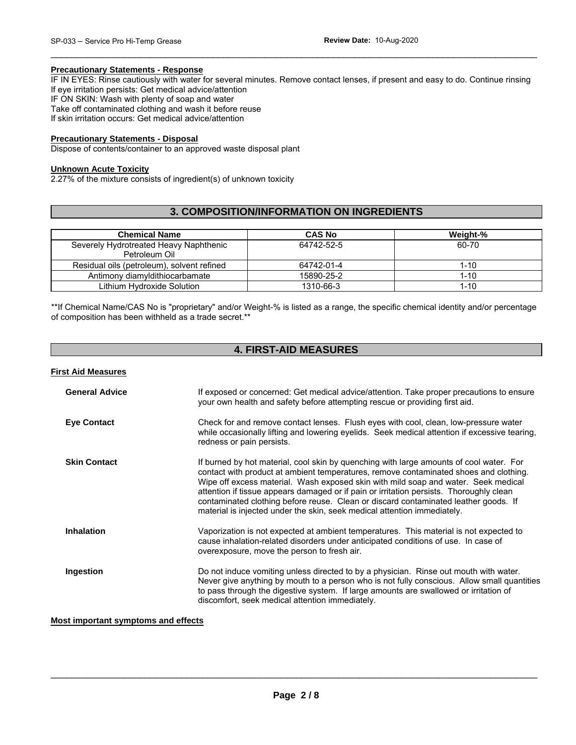**Precautionary Statements - Response**

IF IN EYES: Rinse cautiously with water for several minutes. Remove contact lenses, if present and easy to do. Continue rinsing
If eye irritation persists: Get medical advice/attention
IF ON SKIN: Wash with plenty of soap and water
Take off contaminated clothing and wash it before reuse
If skin irritation occurs: Get medical advice/attention

**Precautionary Statements - Disposal**

Dispose of contents/container to an approved waste disposal plant

**Unknown Acute Toxicity**

2.27% of the mixture consists of ingredient(s) of unknown toxicity

## 3. COMPOSITION/INFORMATION ON INGREDIENTS

| Chemical Name | CAS No | Weight-% |
|---|---|---|
| Severely Hydrotreated Heavy Naphthenic Petroleum Oil | 64742-52-5 | 60-70 |
| Residual oils (petroleum), solvent refined | 64742-01-4 | 1-10 |
| Antimony diamyldithiocarbamate | 15890-25-2 | 1-10 |
| Lithium Hydroxide Solution | 1310-66-3 | 1-10 |

**If Chemical Name/CAS No is "proprietary" and/or Weight-% is listed as a range, the specific chemical identity and/or percentage of composition has been withheld as a trade secret.**

## 4. FIRST-AID MEASURES

**First Aid Measures**

**General Advice** If exposed or concerned: Get medical advice/attention. Take proper precautions to ensure your own health and safety before attempting rescue or providing first aid.

**Eye Contact** Check for and remove contact lenses. Flush eyes with cool, clean, low-pressure water while occasionally lifting and lowering eyelids. Seek medical attention if excessive tearing, redness or pain persists.

**Skin Contact** If burned by hot material, cool skin by quenching with large amounts of cool water. For contact with product at ambient temperatures, remove contaminated shoes and clothing. Wipe off excess material. Wash exposed skin with mild soap and water. Seek medical attention if tissue appears damaged or if pain or irritation persists. Thoroughly clean contaminated clothing before reuse. Clean or discard contaminated leather goods. If material is injected under the skin, seek medical attention immediately.

**Inhalation** Vaporization is not expected at ambient temperatures. This material is not expected to cause inhalation-related disorders under anticipated conditions of use. In case of overexposure, move the person to fresh air.

**Ingestion** Do not induce vomiting unless directed to by a physician. Rinse out mouth with water. Never give anything by mouth to a person who is not fully conscious. Allow small quantities to pass through the digestive system. If large amounts are swallowed or irritation of discomfort, seek medical attention immediately.

**Most important symptoms and effects**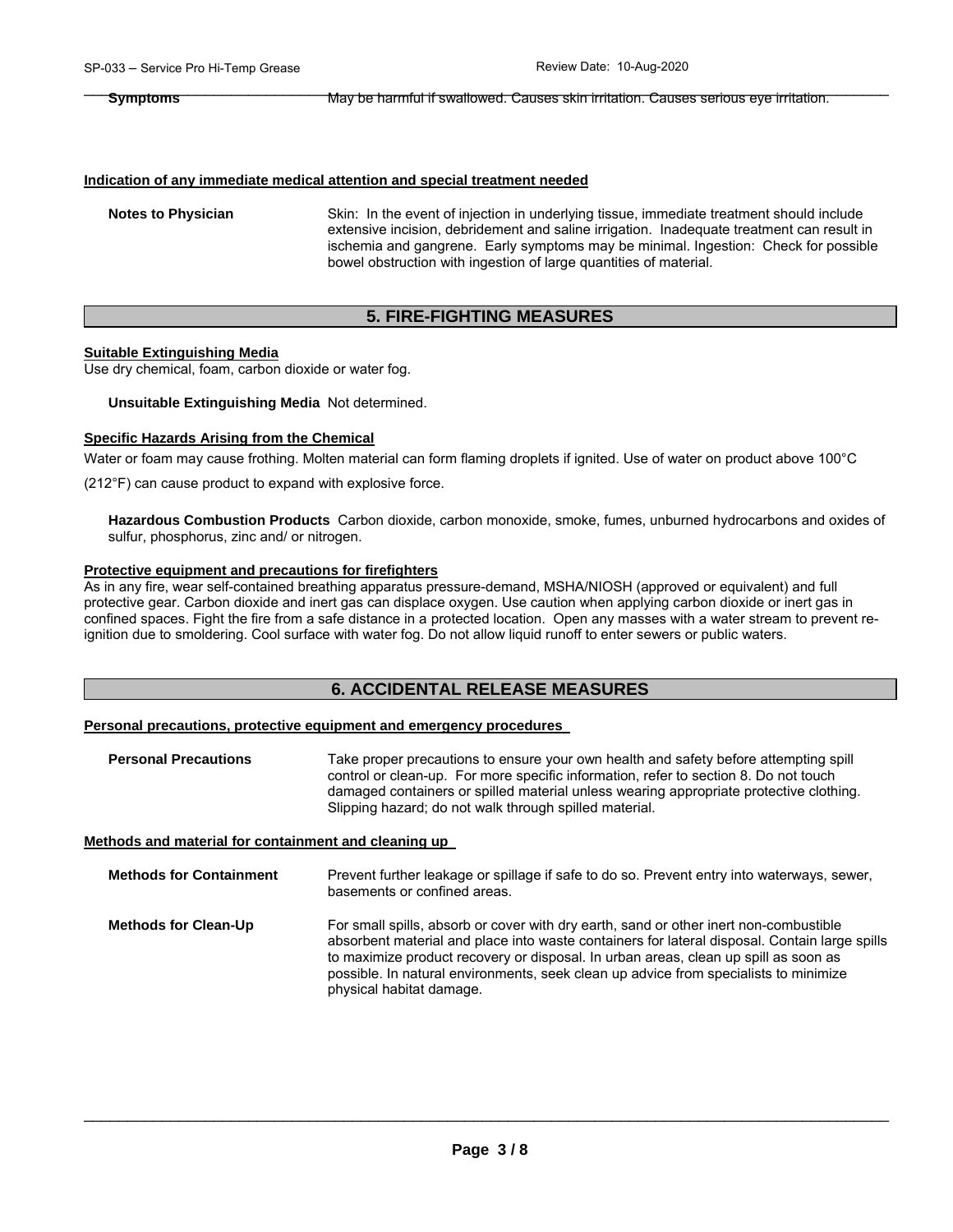**Symptoms** May be harmful if swallowed. Causes skin irritation. Causes serious eye irritation.

### Indication of any immediate medical attention and special treatment needed

**Notes to Physician** Skin: In the event of injection in underlying tissue, immediate treatment should include extensive incision, debridement and saline irrigation. Inadequate treatment can result in ischemia and gangrene. Early symptoms may be minimal. Ingestion: Check for possible bowel obstruction with ingestion of large quantities of material.

## 5. FIRE-FIGHTING MEASURES

### Suitable Extinguishing Media

Use dry chemical, foam, carbon dioxide or water fog.

**Unsuitable Extinguishing Media** Not determined.

### Specific Hazards Arising from the Chemical

Water or foam may cause frothing. Molten material can form flaming droplets if ignited. Use of water on product above 100°C (212°F) can cause product to expand with explosive force.

**Hazardous Combustion Products** Carbon dioxide, carbon monoxide, smoke, fumes, unburned hydrocarbons and oxides of sulfur, phosphorus, zinc and/ or nitrogen.

### Protective equipment and precautions for firefighters

As in any fire, wear self-contained breathing apparatus pressure-demand, MSHA/NIOSH (approved or equivalent) and full protective gear. Carbon dioxide and inert gas can displace oxygen. Use caution when applying carbon dioxide or inert gas in confined spaces. Fight the fire from a safe distance in a protected location. Open any masses with a water stream to prevent re-ignition due to smoldering. Cool surface with water fog. Do not allow liquid runoff to enter sewers or public waters.

## 6. ACCIDENTAL RELEASE MEASURES

### Personal precautions, protective equipment and emergency procedures

**Personal Precautions** Take proper precautions to ensure your own health and safety before attempting spill control or clean-up. For more specific information, refer to section 8. Do not touch damaged containers or spilled material unless wearing appropriate protective clothing. Slipping hazard; do not walk through spilled material.

### Methods and material for containment and cleaning up

**Methods for Containment** Prevent further leakage or spillage if safe to do so. Prevent entry into waterways, sewer, basements or confined areas.

**Methods for Clean-Up** For small spills, absorb or cover with dry earth, sand or other inert non-combustible absorbent material and place into waste containers for lateral disposal. Contain large spills to maximize product recovery or disposal. In urban areas, clean up spill as soon as possible. In natural environments, seek clean up advice from specialists to minimize physical habitat damage.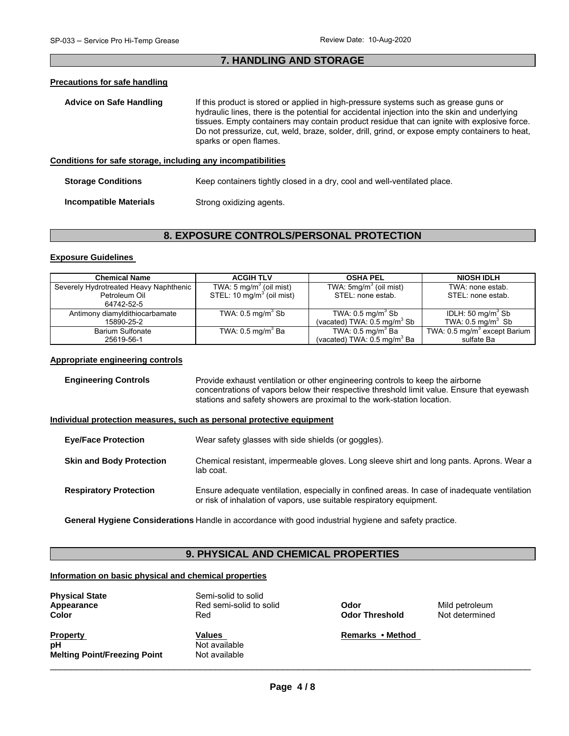## 7. HANDLING AND STORAGE

### Precautions for safe handling

**Advice on Safe Handling** If this product is stored or applied in high-pressure systems such as grease guns or hydraulic lines, there is the potential for accidental injection into the skin and underlying tissues. Empty containers may contain product residue that can ignite with explosive force. Do not pressurize, cut, weld, braze, solder, drill, grind, or expose empty containers to heat, sparks or open flames.

### Conditions for safe storage, including any incompatibilities

**Storage Conditions** Keep containers tightly closed in a dry, cool and well-ventilated place.

**Incompatible Materials** Strong oxidizing agents.

## 8. EXPOSURE CONTROLS/PERSONAL PROTECTION

### Exposure Guidelines

| Chemical Name | ACGIH TLV | OSHA PEL | NIOSH IDLH |
|---|---|---|---|
| Severely Hydrotreated Heavy Naphthenic Petroleum Oil 64742-52-5 | TWA: 5 mg/m$^3$ (oil mist) STEL: 10 mg/m$^3$ (oil mist) | TWA: 5mg/m$^3$ (oil mist) STEL: none estab. | TWA: none estab. STEL: none estab. |
| Antimony diamyldithiocarbamate 15890-25-2 | TWA: 0.5 mg/m$^3$ Sb | TWA: 0.5 mg/m$^3$ Sb (vacated) TWA: 0.5 mg/m$^3$ Sb | IDLH: 50 mg/m$^3$ Sb TWA: 0.5 mg/m$^3$ Sb |
| Barium Sulfonate 25619-56-1 | TWA: 0.5 mg/m$^3$ Ba | TWA: 0.5 mg/m$^3$ Ba (vacated) TWA: 0.5 mg/m$^3$ Ba | TWA: 0.5 mg/m$^3$ except Barium sulfate Ba |

### Appropriate engineering controls

**Engineering Controls** Provide exhaust ventilation or other engineering controls to keep the airborne concentrations of vapors below their respective threshold limit value. Ensure that eyewash stations and safety showers are proximal to the work-station location.

### Individual protection measures, such as personal protective equipment

**Eye/Face Protection** Wear safety glasses with side shields (or goggles).

**Skin and Body Protection** Chemical resistant, impermeable gloves. Long sleeve shirt and long pants. Aprons. Wear a lab coat.

**Respiratory Protection** Ensure adequate ventilation, especially in confined areas. In case of inadequate ventilation or risk of inhalation of vapors, use suitable respiratory equipment.

**General Hygiene Considerations** Handle in accordance with good industrial hygiene and safety practice.

## 9. PHYSICAL AND CHEMICAL PROPERTIES

### Information on basic physical and chemical properties

**Physical State** Semi-solid to solid

**Appearance** Red semi-solid to solid  **Odor** Mild petroleum

**Color** Red  **Odor Threshold** Not determined

| Property | Values | Remarks • Method |
|---|---|---|
| pH | Not available | |
| Melting Point/Freezing Point | Not available | |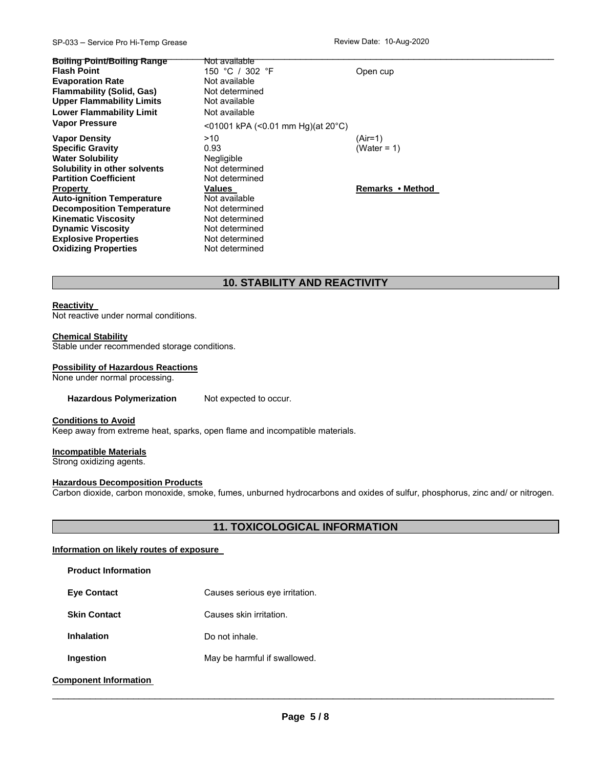| | | |
|---|---|---|
| **Boiling Point/Boiling Range** | Not available | |
| **Flash Point** | 150 °C / 302 °F | Open cup |
| **Evaporation Rate** | Not available | |
| **Flammability (Solid, Gas)** | Not determined | |
| **Upper Flammability Limits** | Not available | |
| **Lower Flammability Limit** | Not available | |
| **Vapor Pressure** | <01001 kPA (<0.01 mm Hg)(at 20°C) | |
| **Vapor Density** | >10 | (Air=1) |
| **Specific Gravity** | 0.93 | (Water = 1) |
| **Water Solubility** | Negligible | |
| **Solubility in other solvents** | Not determined | |
| **Partition Coefficient** | Not determined | |
| **Property** | **Values** | **Remarks • Method** |
| **Auto-ignition Temperature** | Not available | |
| **Decomposition Temperature** | Not determined | |
| **Kinematic Viscosity** | Not determined | |
| **Dynamic Viscosity** | Not determined | |
| **Explosive Properties** | Not determined | |
| **Oxidizing Properties** | Not determined | |

## 10. STABILITY AND REACTIVITY

**Reactivity**
Not reactive under normal conditions.

**Chemical Stability**
Stable under recommended storage conditions.

**Possibility of Hazardous Reactions**
None under normal processing.

**Hazardous Polymerization** Not expected to occur.

**Conditions to Avoid**
Keep away from extreme heat, sparks, open flame and incompatible materials.

**Incompatible Materials**
Strong oxidizing agents.

**Hazardous Decomposition Products**
Carbon dioxide, carbon monoxide, smoke, fumes, unburned hydrocarbons and oxides of sulfur, phosphorus, zinc and/ or nitrogen.

## 11. TOXICOLOGICAL INFORMATION

**Information on likely routes of exposure**

**Product Information**

| | |
|---|---|
| **Eye Contact** | Causes serious eye irritation. |
| **Skin Contact** | Causes skin irritation. |
| **Inhalation** | Do not inhale. |
| **Ingestion** | May be harmful if swallowed. |

**Component Information**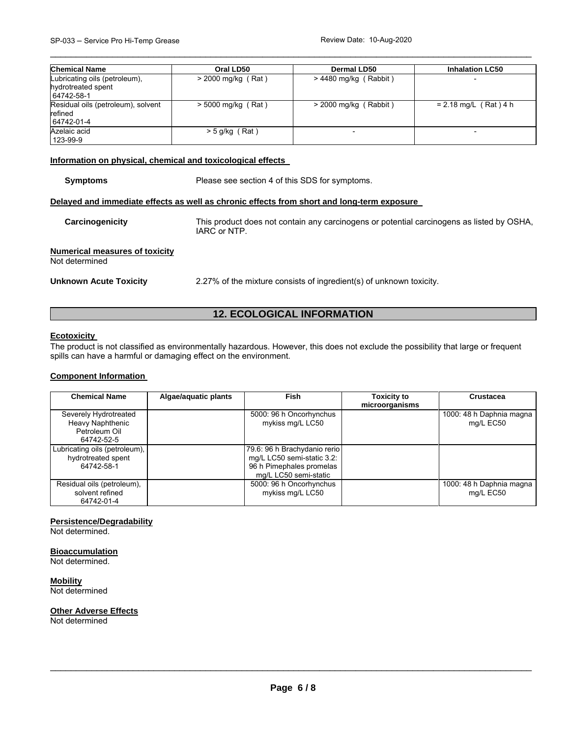| Chemical Name | Oral LD50 | Dermal LD50 | Inhalation LC50 |
| --- | --- | --- | --- |
| Lubricating oils (petroleum), hydrotreated spent 64742-58-1 | > 2000 mg/kg ( Rat ) | > 4480 mg/kg ( Rabbit ) | - |
| Residual oils (petroleum), solvent refined 64742-01-4 | > 5000 mg/kg ( Rat ) | > 2000 mg/kg ( Rabbit ) | = 2.18 mg/L ( Rat ) 4 h |
| Azelaic acid 123-99-9 | > 5 g/kg ( Rat ) | - | - |

**Information on physical, chemical and toxicological effects**

**Symptoms** Please see section 4 of this SDS for symptoms.

**Delayed and immediate effects as well as chronic effects from short and long-term exposure**

**Carcinogenicity** This product does not contain any carcinogens or potential carcinogens as listed by OSHA, IARC or NTP.

**Numerical measures of toxicity**
Not determined

**Unknown Acute Toxicity** 2.27% of the mixture consists of ingredient(s) of unknown toxicity.

## 12. ECOLOGICAL INFORMATION

**Ecotoxicity**
The product is not classified as environmentally hazardous. However, this does not exclude the possibility that large or frequent spills can have a harmful or damaging effect on the environment.

**Component Information**

| Chemical Name | Algae/aquatic plants | Fish | Toxicity to microorganisms | Crustacea |
| --- | --- | --- | --- | --- |
| Severely Hydrotreated Heavy Naphthenic Petroleum Oil 64742-52-5 | | 5000: 96 h Oncorhynchus mykiss mg/L LC50 | | 1000: 48 h Daphnia magna mg/L EC50 |
| Lubricating oils (petroleum), hydrotreated spent 64742-58-1 | | 79.6: 96 h Brachydanio rerio mg/L LC50 semi-static 3.2: 96 h Pimephales promelas mg/L LC50 semi-static | | |
| Residual oils (petroleum), solvent refined 64742-01-4 | | 5000: 96 h Oncorhynchus mykiss mg/L LC50 | | 1000: 48 h Daphnia magna mg/L EC50 |

**Persistence/Degradability**
Not determined.

**Bioaccumulation**
Not determined.

**Mobility**
Not determined

**Other Adverse Effects**
Not determined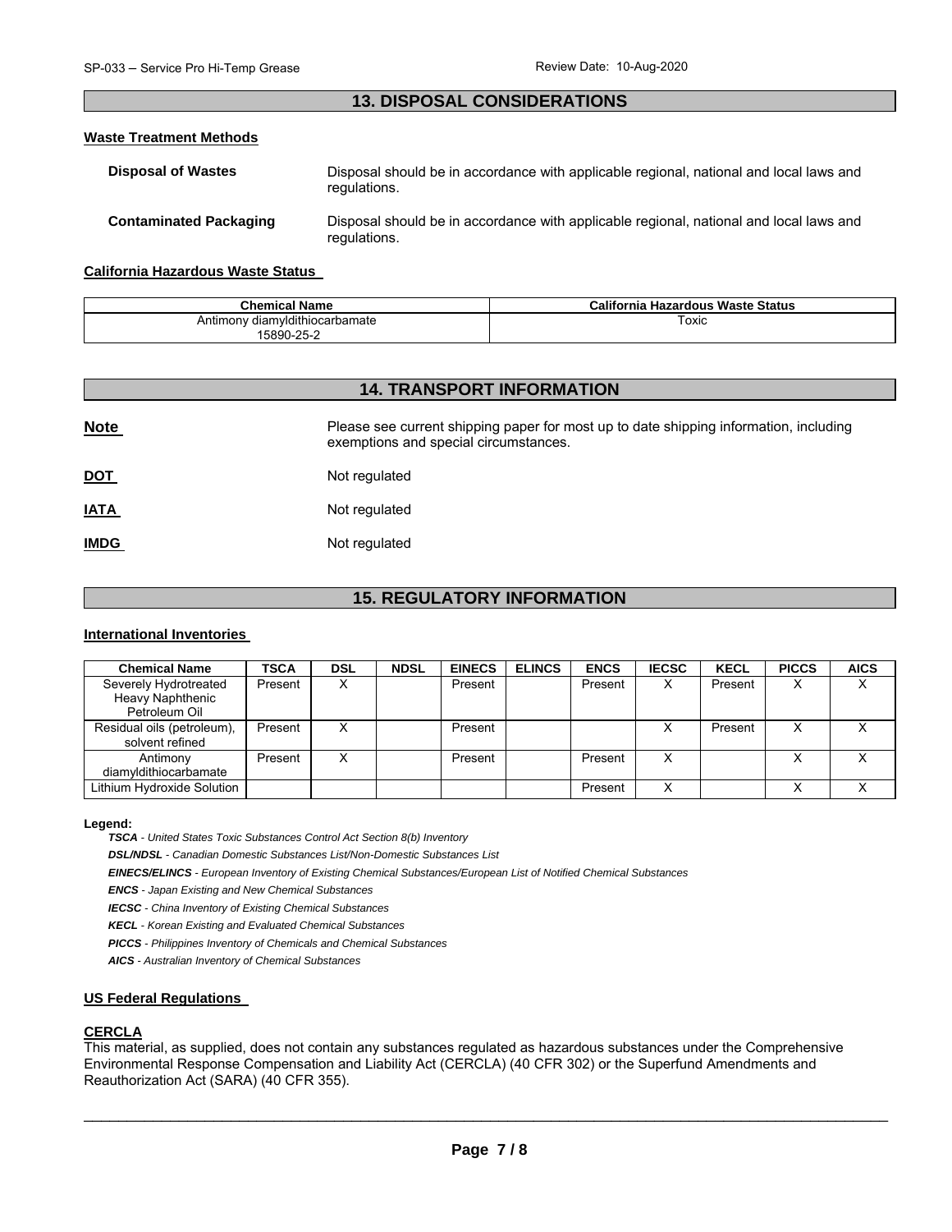## 13. DISPOSAL CONSIDERATIONS

### Waste Treatment Methods

**Disposal of Wastes** Disposal should be in accordance with applicable regional, national and local laws and regulations.

**Contaminated Packaging** Disposal should be in accordance with applicable regional, national and local laws and regulations.

### California Hazardous Waste Status

| Chemical Name | California Hazardous Waste Status |
|---|---|
| Antimony diamyldithiocarbamate 15890-25-2 | Toxic |

## 14. TRANSPORT INFORMATION

**Note** Please see current shipping paper for most up to date shipping information, including exemptions and special circumstances.

**DOT** Not regulated

**IATA** Not regulated

**IMDG** Not regulated

## 15. REGULATORY INFORMATION

### International Inventories

| Chemical Name | TSCA | DSL | NDSL | EINECS | ELINCS | ENCS | IECSC | KECL | PICCS | AICS |
|---|---|---|---|---|---|---|---|---|---|---|
| Severely Hydrotreated Heavy Naphthenic Petroleum Oil | Present | X | | Present | | Present | X | Present | X | X |
| Residual oils (petroleum), solvent refined | Present | X | | Present | | | X | Present | X | X |
| Antimony diamyldithiocarbamate | Present | X | | Present | | Present | X | | X | X |
| Lithium Hydroxide Solution | | | | | | Present | X | | X | X |

**Legend:**

***TSCA*** *- United States Toxic Substances Control Act Section 8(b) Inventory*

***DSL/NDSL*** *- Canadian Domestic Substances List/Non-Domestic Substances List*

***EINECS/ELINCS*** *- European Inventory of Existing Chemical Substances/European List of Notified Chemical Substances*

***ENCS*** *- Japan Existing and New Chemical Substances*

***IECSC*** *- China Inventory of Existing Chemical Substances*

***KECL*** *- Korean Existing and Evaluated Chemical Substances*

***PICCS*** *- Philippines Inventory of Chemicals and Chemical Substances*

***AICS*** *- Australian Inventory of Chemical Substances*

### US Federal Regulations

**CERCLA**

This material, as supplied, does not contain any substances regulated as hazardous substances under the Comprehensive Environmental Response Compensation and Liability Act (CERCLA) (40 CFR 302) or the Superfund Amendments and Reauthorization Act (SARA) (40 CFR 355).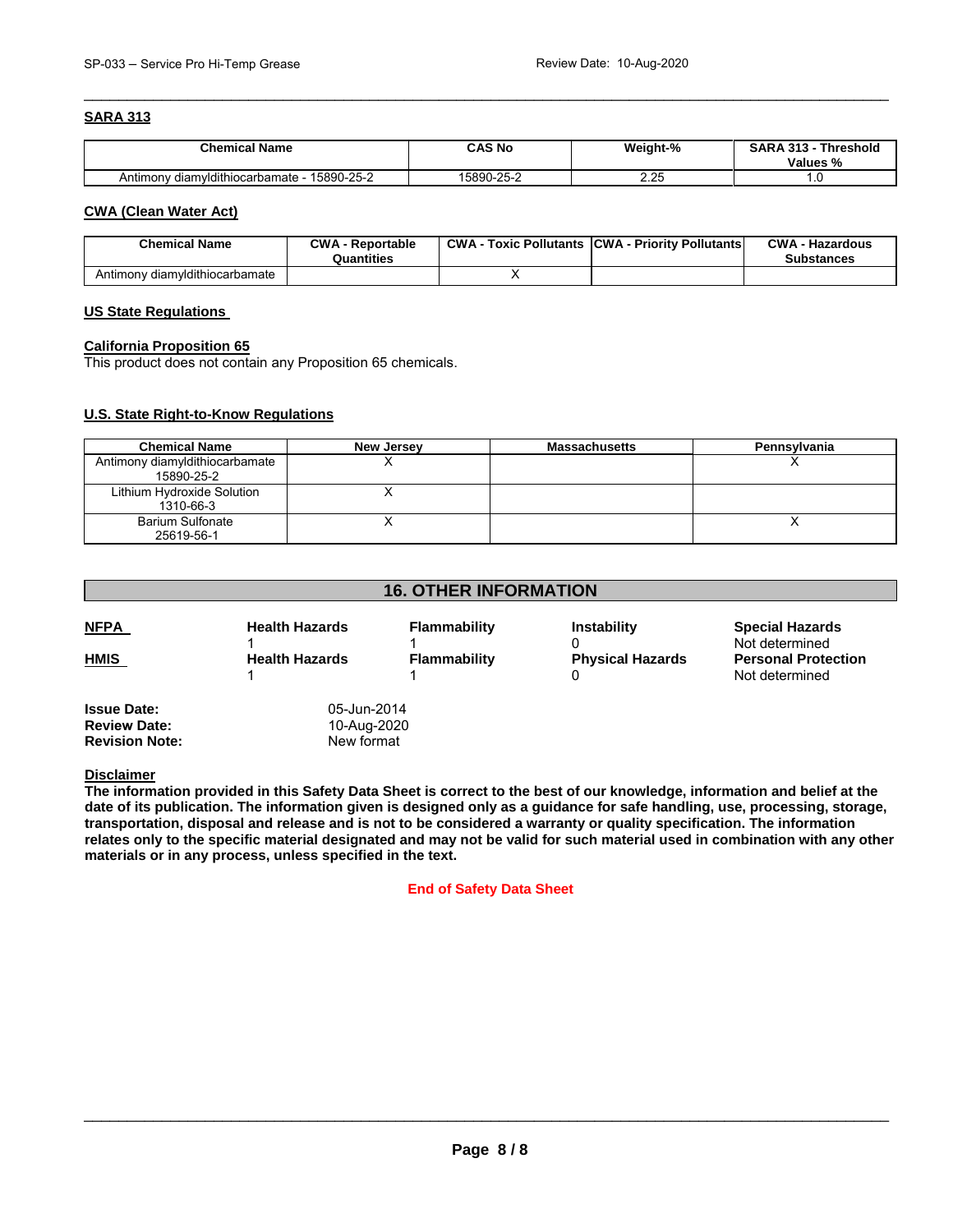### SARA 313

| Chemical Name | CAS No | Weight-% | SARA 313 - Threshold Values % |
|---|---|---|---|
| Antimony diamyldithiocarbamate - 15890-25-2 | 15890-25-2 | 2.25 | 1.0 |

### CWA (Clean Water Act)

| Chemical Name | CWA - Reportable Quantities | CWA - Toxic Pollutants | CWA - Priority Pollutants | CWA - Hazardous Substances |
|---|---|---|---|---|
| Antimony diamyldithiocarbamate | | X | | |

### US State Regulations

### California Proposition 65

This product does not contain any Proposition 65 chemicals.

### U.S. State Right-to-Know Regulations

| Chemical Name | New Jersey | Massachusetts | Pennsylvania |
|---|---|---|---|
| Antimony diamyldithiocarbamate 15890-25-2 | X | | X |
| Lithium Hydroxide Solution 1310-66-3 | X | | |
| Barium Sulfonate 25619-56-1 | X | | X |

## 16. OTHER INFORMATION

| | | | | |
|---|---|---|---|---|
| **NFPA** | **Health Hazards** 1 | **Flammability** 1 | **Instability** 0 | **Special Hazards** Not determined |
| **HMIS** | **Health Hazards** 1 | **Flammability** 1 | **Physical Hazards** 0 | **Personal Protection** Not determined |

**Issue Date:** 05-Jun-2014
**Review Date:** 10-Aug-2020
**Revision Note:** New format

### Disclaimer

**The information provided in this Safety Data Sheet is correct to the best of our knowledge, information and belief at the date of its publication. The information given is designed only as a guidance for safe handling, use, processing, storage, transportation, disposal and release and is not to be considered a warranty or quality specification. The information relates only to the specific material designated and may not be valid for such material used in combination with any other materials or in any process, unless specified in the text.**

**End of Safety Data Sheet**